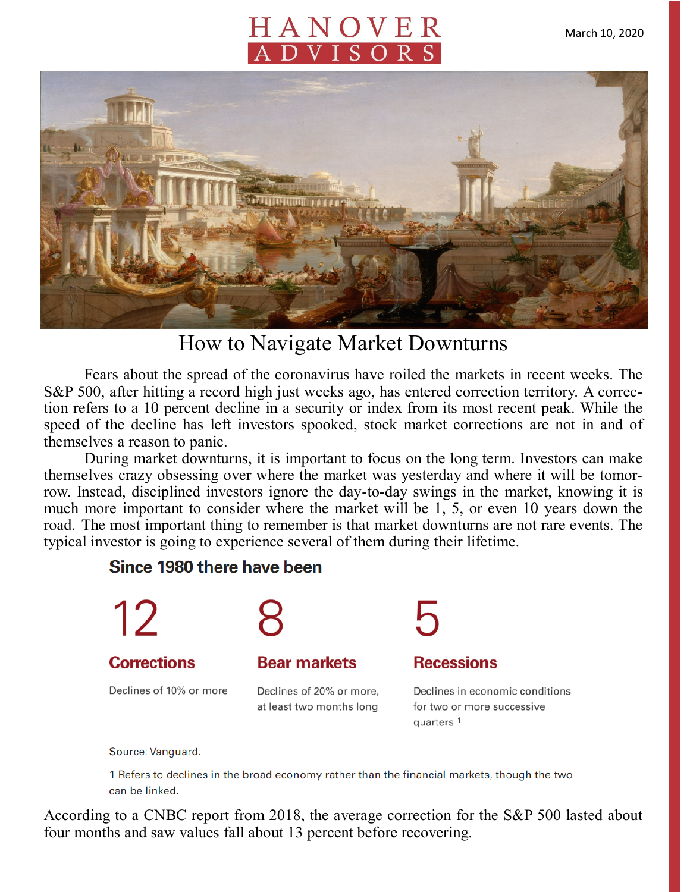HANOVER ADVISORS

March 10, 2020

# How to Navigate Market Downturns

Fears about the spread of the coronavirus have roiled the markets in recent weeks. The S&P 500, after hitting a record high just weeks ago, has entered correction territory. A correction refers to a 10 percent decline in a security or index from its most recent peak. While the speed of the decline has left investors spooked, stock market corrections are not in and of themselves a reason to panic.

During market downturns, it is important to focus on the long term. Investors can make themselves crazy obsessing over where the market was yesterday and where it will be tomorrow. Instead, disciplined investors ignore the day-to-day swings in the market, knowing it is much more important to consider where the market will be 1, 5, or even 10 years down the road. The most important thing to remember is that market downturns are not rare events. The typical investor is going to experience several of them during their lifetime.

### Since 1980 there have been

**12**

**Corrections**

Declines of 10% or more

**8**

**Bear markets**

Declines of 20% or more, at least two months long

**5**

**Recessions**

Declines in economic conditions for two or more successive quarters [1]

Source: Vanguard.

1 Refers to declines in the broad economy rather than the financial markets, though the two can be linked.

According to a CNBC report from 2018, the average correction for the S&P 500 lasted about four months and saw values fall about 13 percent before recovering.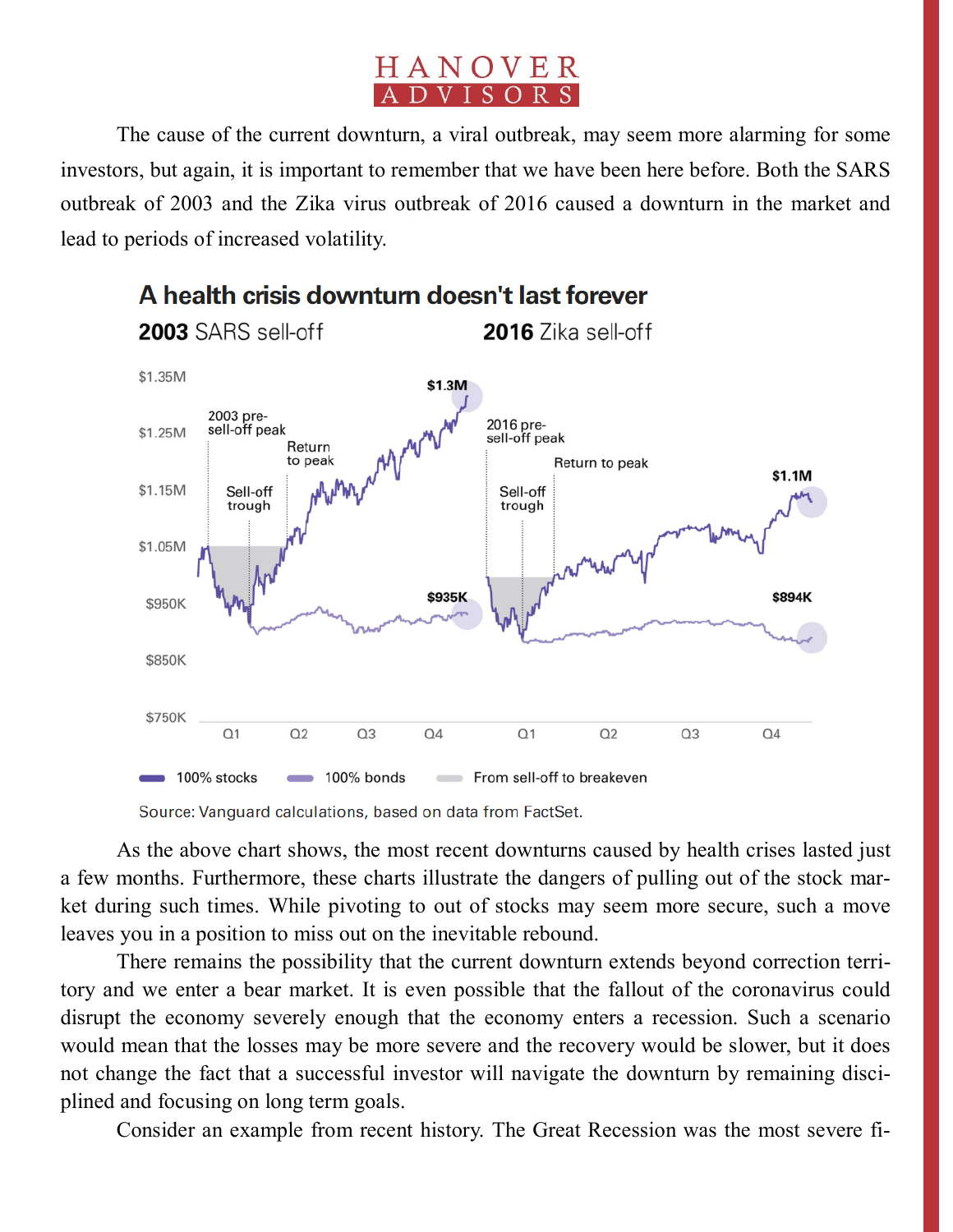The cause of the current downturn, a viral outbreak, may seem more alarming for some investors, but again, it is important to remember that we have been here before. Both the SARS outbreak of 2003 and the Zika virus outbreak of 2016 caused a downturn in the market and lead to periods of increased volatility.

**A health crisis downturn doesn't last forever**

**2003** SARS sell-off | **2016** Zika sell-off

Source: Vanguard calculations, based on data from FactSet.

As the above chart shows, the most recent downturns caused by health crises lasted just a few months. Furthermore, these charts illustrate the dangers of pulling out of the stock market during such times. While pivoting to out of stocks may seem more secure, such a move leaves you in a position to miss out on the inevitable rebound.

There remains the possibility that the current downturn extends beyond correction territory and we enter a bear market. It is even possible that the fallout of the coronavirus could disrupt the economy severely enough that the economy enters a recession. Such a scenario would mean that the losses may be more severe and the recovery would be slower, but it does not change the fact that a successful investor will navigate the downturn by remaining disciplined and focusing on long term goals.

Consider an example from recent history. The Great Recession was the most severe fi-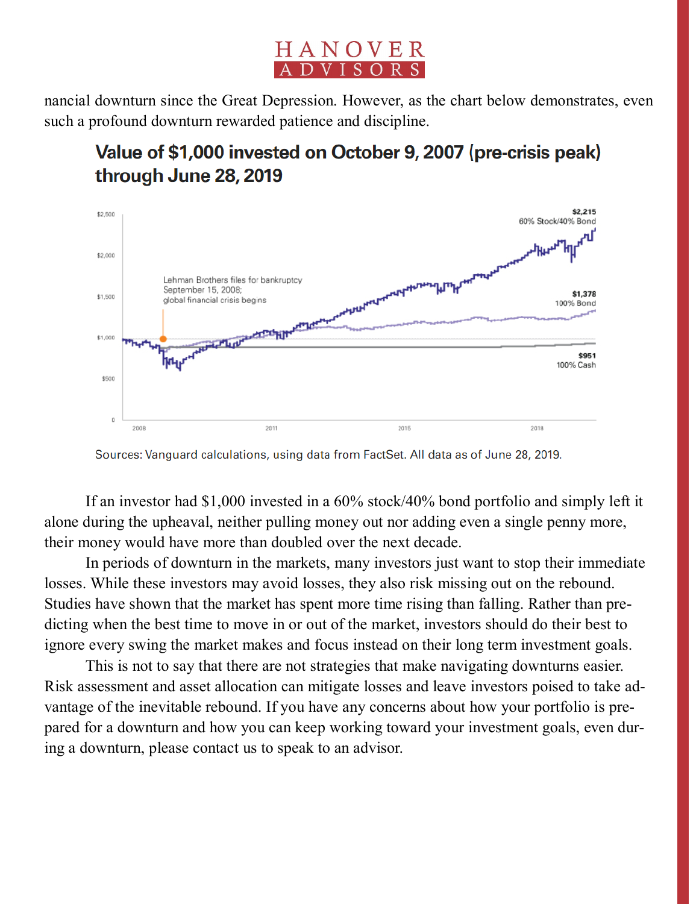nancial downturn since the Great Depression. However, as the chart below demonstrates, even such a profound downturn rewarded patience and discipline.

**Value of $1,000 invested on October 9, 2007 (pre-crisis peak) through June 28, 2019**

$2,500
$2,000
$1,500
$1,000
$500
0

2008
2011
2015
2018

Lehman Brothers files for bankruptcy September 15, 2008; global financial crisis begins

$2,215
60% Stock/40% Bond

$1,378
100% Bond

$951
100% Cash

Sources: Vanguard calculations, using data from FactSet. All data as of June 28, 2019.

If an investor had $1,000 invested in a 60% stock/40% bond portfolio and simply left it alone during the upheaval, neither pulling money out nor adding even a single penny more, their money would have more than doubled over the next decade.

In periods of downturn in the markets, many investors just want to stop their immediate losses. While these investors may avoid losses, they also risk missing out on the rebound. Studies have shown that the market has spent more time rising than falling. Rather than predicting when the best time to move in or out of the market, investors should do their best to ignore every swing the market makes and focus instead on their long term investment goals.

This is not to say that there are not strategies that make navigating downturns easier. Risk assessment and asset allocation can mitigate losses and leave investors poised to take advantage of the inevitable rebound. If you have any concerns about how your portfolio is prepared for a downturn and how you can keep working toward your investment goals, even during a downturn, please contact us to speak to an advisor.